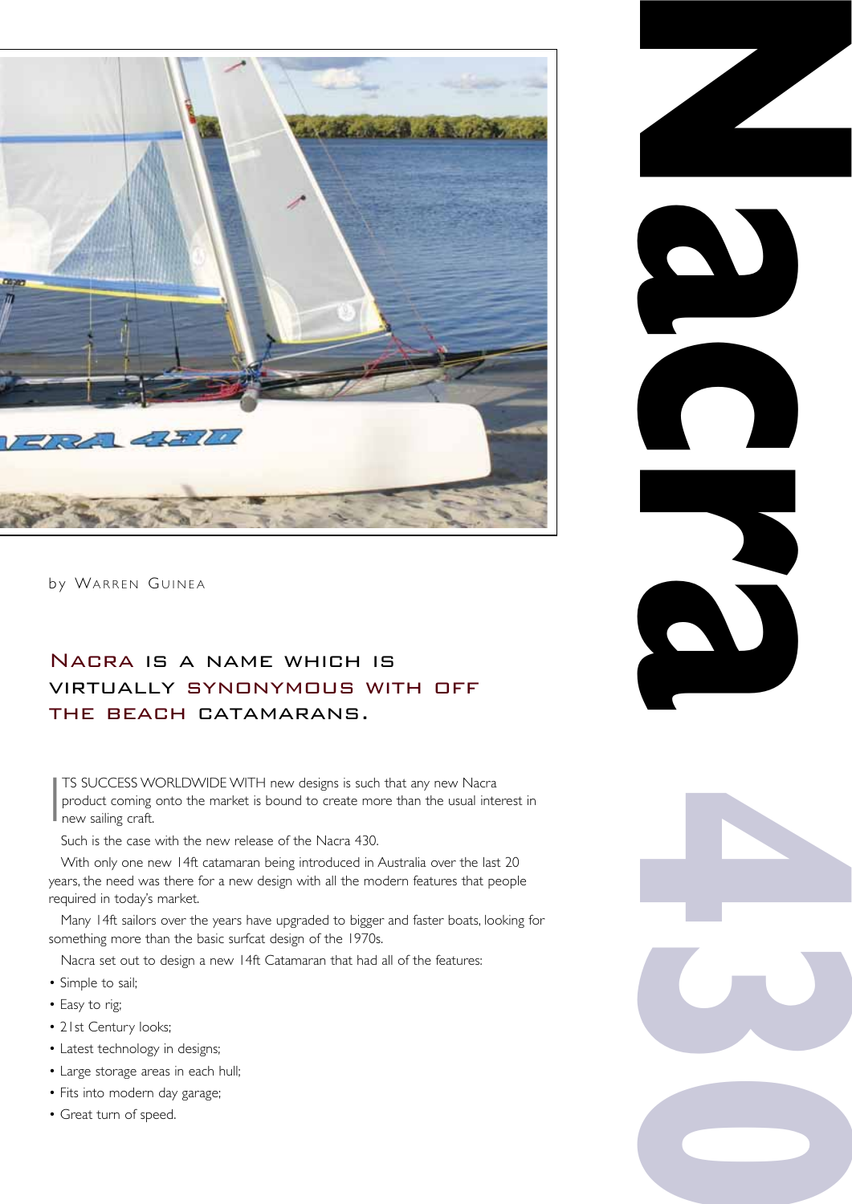# Nacra 430

by Warren Guinea

## Nacra is a name which is virtually synonymous with off the beach catamarans.

ITS SUCCESS WORLDWIDE WITH new designs is such that any new Nacra product coming onto the market is bound to create more than the usual interest in new sailing craft.

Such is the case with the new release of the Nacra 430.

With only one new 14ft catamaran being introduced in Australia over the last 20 years, the need was there for a new design with all the modern features that people required in today's market.

Many 14ft sailors over the years have upgraded to bigger and faster boats, looking for something more than the basic surfcat design of the 1970s.

Nacra set out to design a new 14ft Catamaran that had all of the features:

- Simple to sail;
- Easy to rig;
- 21st Century looks;
- Latest technology in designs;
- Large storage areas in each hull;
- Fits into modern day garage;
- Great turn of speed.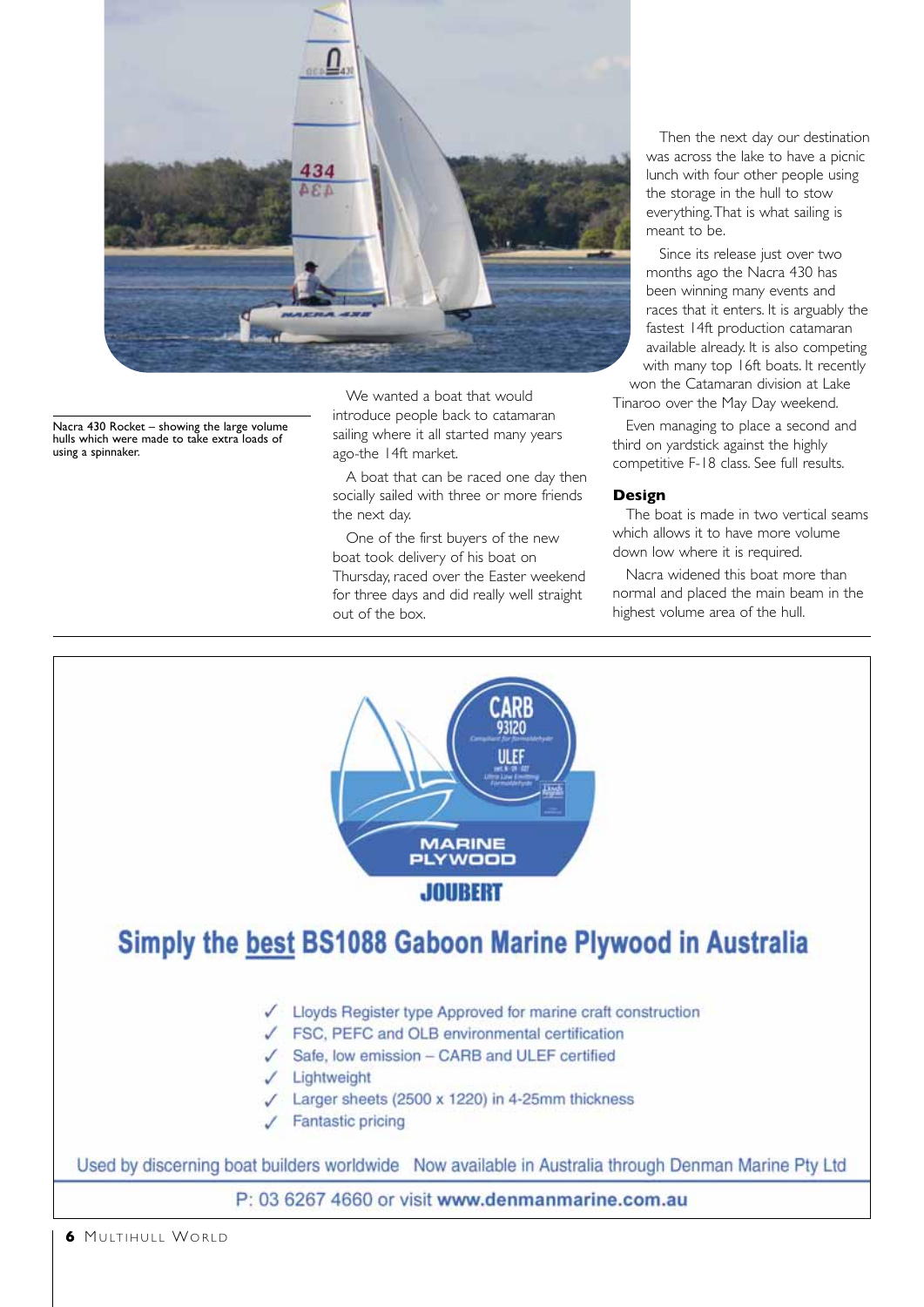Nacra 430 Rocket – showing the large volume hulls which were made to take extra loads of using a spinnaker.

We wanted a boat that would introduce people back to catamaran sailing where it all started many years ago-the 14ft market.

A boat that can be raced one day then socially sailed with three or more friends the next day.

One of the first buyers of the new boat took delivery of his boat on Thursday, raced over the Easter weekend for three days and did really well straight out of the box.

Then the next day our destination was across the lake to have a picnic lunch with four other people using the storage in the hull to stow everything. That is what sailing is meant to be.

Since its release just over two months ago the Nacra 430 has been winning many events and races that it enters. It is arguably the fastest 14ft production catamaran available already. It is also competing with many top 16ft boats. It recently won the Catamaran division at Lake Tinaroo over the May Day weekend.

Even managing to place a second and third on yardstick against the highly competitive F-18 class. See full results.

## Design

The boat is made in two vertical seams which allows it to have more volume down low where it is required.

Nacra widened this boat more than normal and placed the main beam in the highest volume area of the hull.

CARB 93120 ULEF MARINE PLYWOOD JOUBERT

## Simply the best BS1088 Gaboon Marine Plywood in Australia

- ✓ Lloyds Register type Approved for marine craft construction
- ✓ FSC, PEFC and OLB environmental certification
- ✓ Safe, low emission – CARB and ULEF certified
- ✓ Lightweight
- ✓ Larger sheets (2500 x 1220) in 4-25mm thickness
- ✓ Fantastic pricing

Used by discerning boat builders worldwide  Now available in Australia through Denman Marine Pty Ltd

P: 03 6267 4660 or visit **www.denmanmarine.com.au**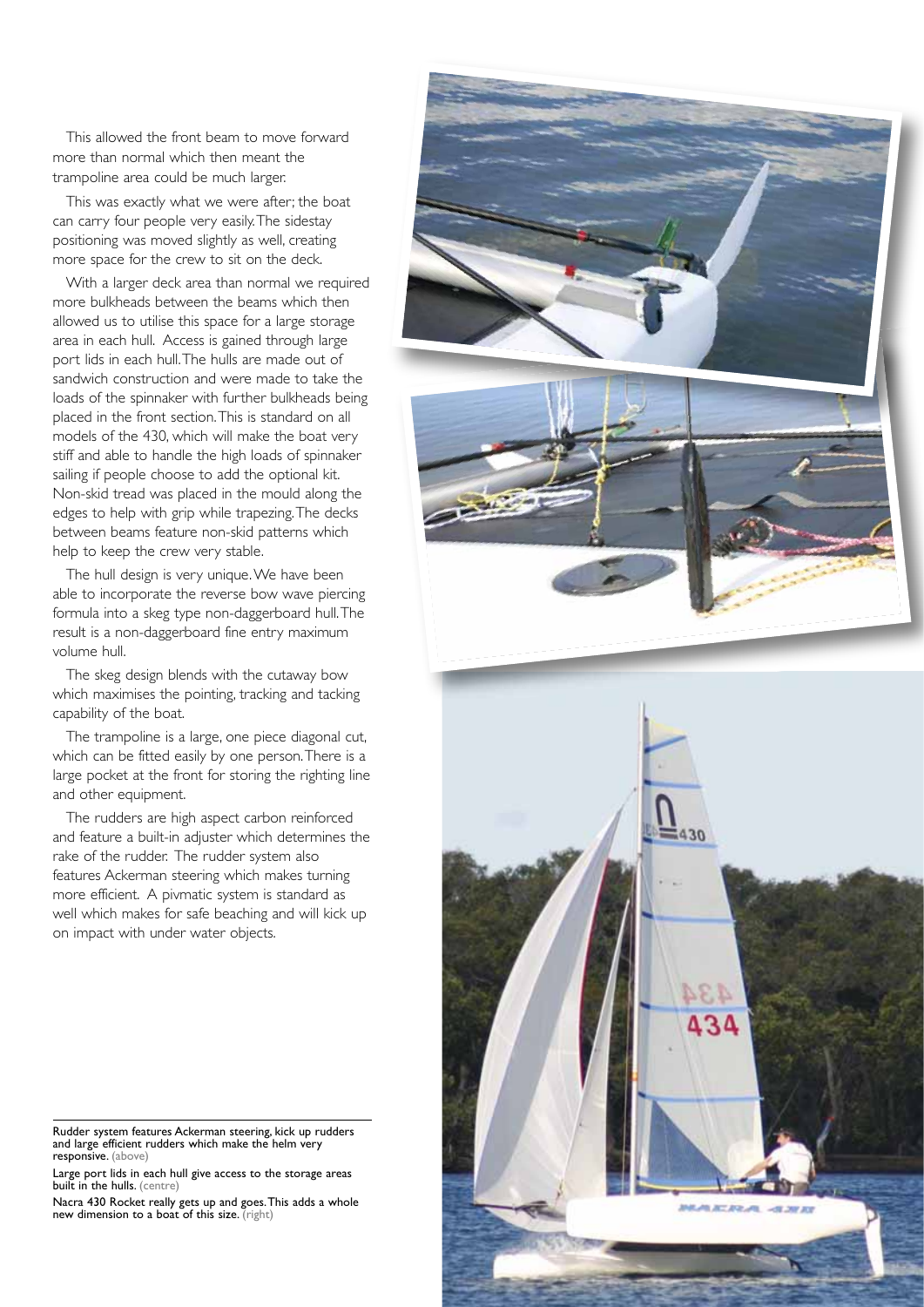This allowed the front beam to move forward more than normal which then meant the trampoline area could be much larger.

This was exactly what we were after; the boat can carry four people very easily. The sidestay positioning was moved slightly as well, creating more space for the crew to sit on the deck.

With a larger deck area than normal we required more bulkheads between the beams which then allowed us to utilise this space for a large storage area in each hull. Access is gained through large port lids in each hull. The hulls are made out of sandwich construction and were made to take the loads of the spinnaker with further bulkheads being placed in the front section. This is standard on all models of the 430, which will make the boat very stiff and able to handle the high loads of spinnaker sailing if people choose to add the optional kit. Non-skid tread was placed in the mould along the edges to help with grip while trapezing. The decks between beams feature non-skid patterns which help to keep the crew very stable.

The hull design is very unique. We have been able to incorporate the reverse bow wave piercing formula into a skeg type non-daggerboard hull. The result is a non-daggerboard fine entry maximum volume hull.

The skeg design blends with the cutaway bow which maximises the pointing, tracking and tacking capability of the boat.

The trampoline is a large, one piece diagonal cut, which can be fitted easily by one person. There is a large pocket at the front for storing the righting line and other equipment.

The rudders are high aspect carbon reinforced and feature a built-in adjuster which determines the rake of the rudder. The rudder system also features Ackerman steering which makes turning more efficient. A pivmatic system is standard as well which makes for safe beaching and will kick up on impact with under water objects.

**Rudder system features Ackerman steering, kick up rudders and large efficient rudders which make the helm very responsive.** (above)

**Large port lids in each hull give access to the storage areas built in the hulls.** (centre)

**Nacra 430 Rocket really gets up and goes. This adds a whole new dimension to a boat of this size.** (right)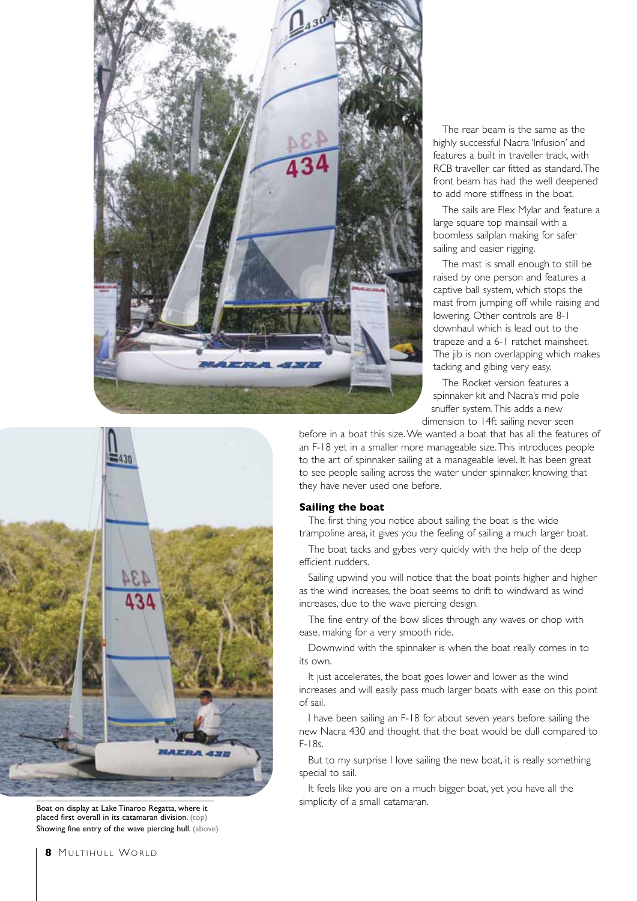The rear beam is the same as the highly successful Nacra 'Infusion' and features a built in traveller track, with RCB traveller car fitted as standard. The front beam has had the well deepened to add more stiffness in the boat.

The sails are Flex Mylar and feature a large square top mainsail with a boomless sailplan making for safer sailing and easier rigging.

The mast is small enough to still be raised by one person and features a captive ball system, which stops the mast from jumping off while raising and lowering. Other controls are 8-1 downhaul which is lead out to the trapeze and a 6-1 ratchet mainsheet. The jib is non overlapping which makes tacking and gibing very easy.

The Rocket version features a spinnaker kit and Nacra's mid pole snuffer system. This adds a new dimension to 14ft sailing never seen before in a boat this size. We wanted a boat that has all the features of an F-18 yet in a smaller more manageable size. This introduces people to the art of spinnaker sailing at a manageable level. It has been great to see people sailing across the water under spinnaker, knowing that they have never used one before.

**Sailing the boat**

The first thing you notice about sailing the boat is the wide trampoline area, it gives you the feeling of sailing a much larger boat.

The boat tacks and gybes very quickly with the help of the deep efficient rudders.

Sailing upwind you will notice that the boat points higher and higher as the wind increases, the boat seems to drift to windward as wind increases, due to the wave piercing design.

The fine entry of the bow slices through any waves or chop with ease, making for a very smooth ride.

Downwind with the spinnaker is when the boat really comes in to its own.

It just accelerates, the boat goes lower and lower as the wind increases and will easily pass much larger boats with ease on this point of sail.

I have been sailing an F-18 for about seven years before sailing the new Nacra 430 and thought that the boat would be dull compared to F-18s.

But to my surprise I love sailing the new boat, it is really something special to sail.

It feels like you are on a much bigger boat, yet you have all the simplicity of a small catamaran.

Boat on display at Lake Tinaroo Regatta, where it placed first overall in its catamaran division. (top)
Showing fine entry of the wave piercing hull. (above)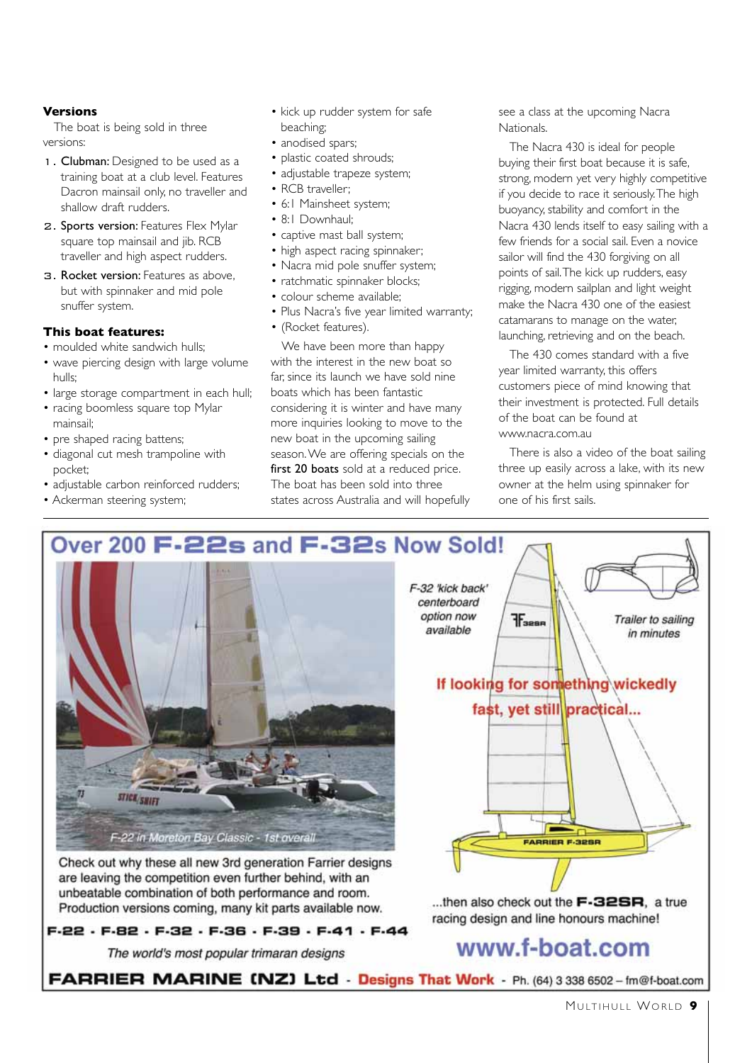### Versions

The boat is being sold in three versions:

1. **Clubman:** Designed to be used as a training boat at a club level. Features Dacron mainsail only, no traveller and shallow draft rudders.
2. **Sports version:** Features Flex Mylar square top mainsail and jib. RCB traveller and high aspect rudders.
3. **Rocket version:** Features as above, but with spinnaker and mid pole snuffer system.

### This boat features:

- moulded white sandwich hulls;
- wave piercing design with large volume hulls;
- large storage compartment in each hull;
- racing boomless square top Mylar mainsail;
- pre shaped racing battens;
- diagonal cut mesh trampoline with pocket;
- adjustable carbon reinforced rudders;
- Ackerman steering system;
- kick up rudder system for safe beaching;
- anodised spars;
- plastic coated shrouds;
- adjustable trapeze system;
- RCB traveller;
- 6:1 Mainsheet system;
- 8:1 Downhaul;
- captive mast ball system;
- high aspect racing spinnaker;
- Nacra mid pole snuffer system;
- ratchmatic spinnaker blocks;
- colour scheme available;
- Plus Nacra's five year limited warranty;
- (Rocket features).

We have been more than happy with the interest in the new boat so far, since its launch we have sold nine boats which has been fantastic considering it is winter and have many more inquiries looking to move to the new boat in the upcoming sailing season. We are offering specials on the **first 20 boats** sold at a reduced price. The boat has been sold into three states across Australia and will hopefully see a class at the upcoming Nacra Nationals.

The Nacra 430 is ideal for people buying their first boat because it is safe, strong, modern yet very highly competitive if you decide to race it seriously. The high buoyancy, stability and comfort in the Nacra 430 lends itself to easy sailing with a few friends for a social sail. Even a novice sailor will find the 430 forgiving on all points of sail. The kick up rudders, easy rigging, modern sailplan and light weight make the Nacra 430 one of the easiest catamarans to manage on the water, launching, retrieving and on the beach.

The 430 comes standard with a five year limited warranty, this offers customers piece of mind knowing that their investment is protected. Full details of the boat can be found at www.nacra.com.au

There is also a video of the boat sailing three up easily across a lake, with its new owner at the helm using spinnaker for one of his first sails.

---

## Over 200 F-22s and F-32s Now Sold!

F-22 in Moreton Bay Classic - 1st overall

F-32 'kick back' centerboard option now available

Trailer to sailing in minutes

If looking for something wickedly fast, yet still practical...

Check out why these all new 3rd generation Farrier designs are leaving the competition even further behind, with an unbeatable combination of both performance and room. Production versions coming, many kit parts available now.

...then also check out the **F-32SR**, a true racing design and line honours machine!

**F-22 · F-82 · F-32 · F-36 · F-39 · F-41 · F-44**

*The world's most popular trimaran designs*

**www.f-boat.com**

**FARRIER MARINE (NZ) Ltd** - **Designs That Work** - Ph. (64) 3 338 6502 – fm@f-boat.com